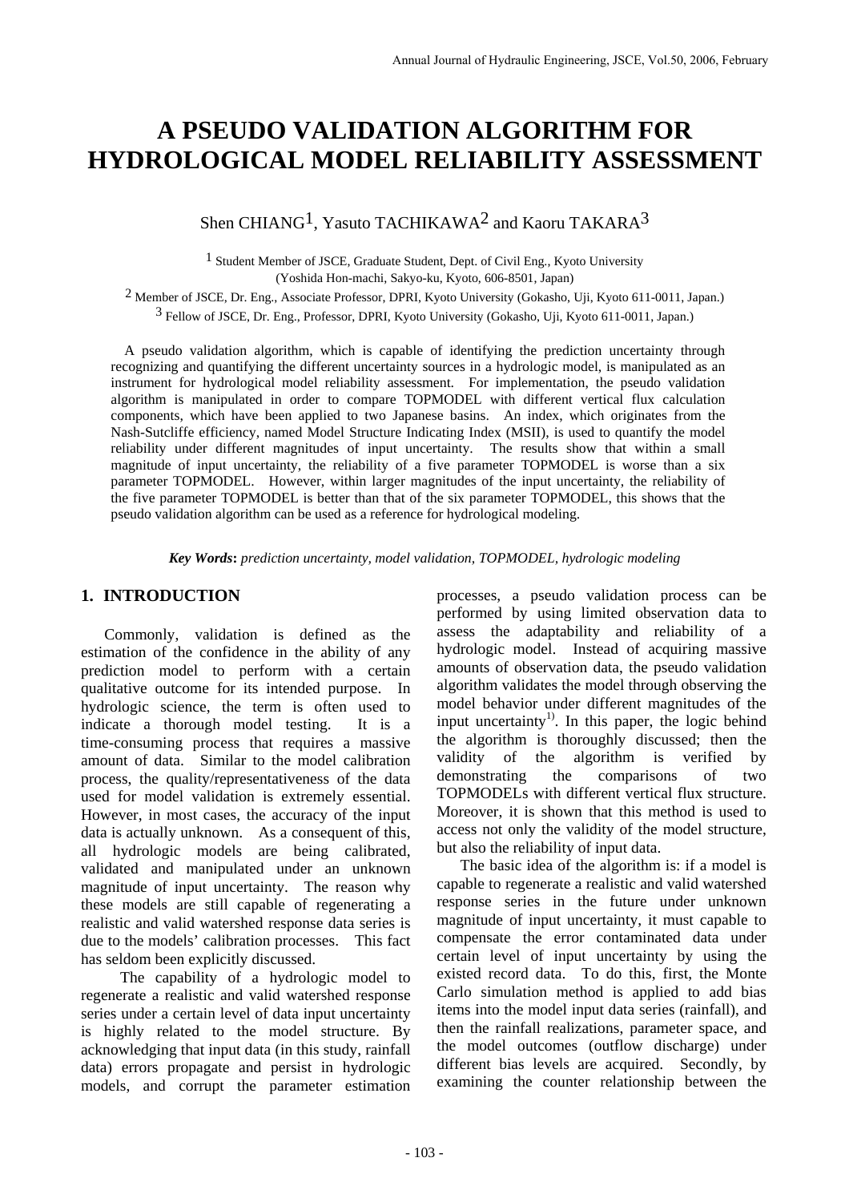# A PSEUDO VALIDATION ALGORITHM FOR HYDROLOGICAL MODEL RELIABILITY ASSESSMENT

Shen CHIANG[1], Yasuto TACHIKAWA[2] and Kaoru TAKARA[3]

[1] Student Member of JSCE, Graduate Student, Dept. of Civil Eng., Kyoto University (Yoshida Hon-machi, Sakyo-ku, Kyoto, 606-8501, Japan)

[2] Member of JSCE, Dr. Eng., Associate Professor, DPRI, Kyoto University (Gokasho, Uji, Kyoto 611-0011, Japan.)

[3] Fellow of JSCE, Dr. Eng., Professor, DPRI, Kyoto University (Gokasho, Uji, Kyoto 611-0011, Japan.)

A pseudo validation algorithm, which is capable of identifying the prediction uncertainty through recognizing and quantifying the different uncertainty sources in a hydrologic model, is manipulated as an instrument for hydrological model reliability assessment. For implementation, the pseudo validation algorithm is manipulated in order to compare TOPMODEL with different vertical flux calculation components, which have been applied to two Japanese basins. An index, which originates from the Nash-Sutcliffe efficiency, named Model Structure Indicating Index (MSII), is used to quantify the model reliability under different magnitudes of input uncertainty. The results show that within a small magnitude of input uncertainty, the reliability of a five parameter TOPMODEL is worse than a six parameter TOPMODEL. However, within larger magnitudes of the input uncertainty, the reliability of the five parameter TOPMODEL is better than that of the six parameter TOPMODEL, this shows that the pseudo validation algorithm can be used as a reference for hydrological modeling.

***Key Words**: prediction uncertainty, model validation, TOPMODEL, hydrologic modeling*

## 1. INTRODUCTION

Commonly, validation is defined as the estimation of the confidence in the ability of any prediction model to perform with a certain qualitative outcome for its intended purpose. In hydrologic science, the term is often used to indicate a thorough model testing. It is a time-consuming process that requires a massive amount of data. Similar to the model calibration process, the quality/representativeness of the data used for model validation is extremely essential. However, in most cases, the accuracy of the input data is actually unknown. As a consequent of this, all hydrologic models are being calibrated, validated and manipulated under an unknown magnitude of input uncertainty. The reason why these models are still capable of regenerating a realistic and valid watershed response data series is due to the models' calibration processes. This fact has seldom been explicitly discussed.

The capability of a hydrologic model to regenerate a realistic and valid watershed response series under a certain level of data input uncertainty is highly related to the model structure. By acknowledging that input data (in this study, rainfall data) errors propagate and persist in hydrologic models, and corrupt the parameter estimation processes, a pseudo validation process can be performed by using limited observation data to assess the adaptability and reliability of a hydrologic model. Instead of acquiring massive amounts of observation data, the pseudo validation algorithm validates the model through observing the model behavior under different magnitudes of the input uncertainty[1)]. In this paper, the logic behind the algorithm is thoroughly discussed; then the validity of the algorithm is verified by demonstrating the comparisons of two TOPMODELs with different vertical flux structure. Moreover, it is shown that this method is used to access not only the validity of the model structure, but also the reliability of input data.

The basic idea of the algorithm is: if a model is capable to regenerate a realistic and valid watershed response series in the future under unknown magnitude of input uncertainty, it must capable to compensate the error contaminated data under certain level of input uncertainty by using the existed record data. To do this, first, the Monte Carlo simulation method is applied to add bias items into the model input data series (rainfall), and then the rainfall realizations, parameter space, and the model outcomes (outflow discharge) under different bias levels are acquired. Secondly, by examining the counter relationship between the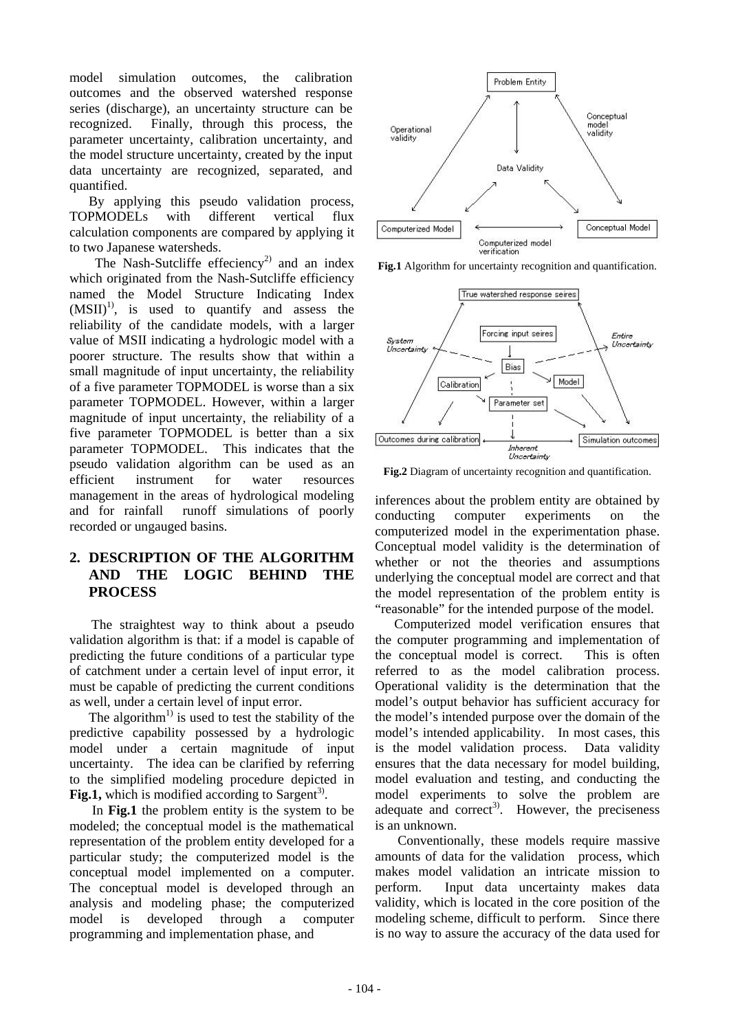model simulation outcomes, the calibration outcomes and the observed watershed response series (discharge), an uncertainty structure can be recognized. Finally, through this process, the parameter uncertainty, calibration uncertainty, and the model structure uncertainty, created by the input data uncertainty are recognized, separated, and quantified.

By applying this pseudo validation process, TOPMODELs with different vertical flux calculation components are compared by applying it to two Japanese watersheds.

The Nash-Sutcliffe effeciency[2] and an index which originated from the Nash-Sutcliffe efficiency named the Model Structure Indicating Index (MSII)[1], is used to quantify and assess the reliability of the candidate models, with a larger value of MSII indicating a hydrologic model with a poorer structure. The results show that within a small magnitude of input uncertainty, the reliability of a five parameter TOPMODEL is worse than a six parameter TOPMODEL. However, within a larger magnitude of input uncertainty, the reliability of a five parameter TOPMODEL is better than a six parameter TOPMODEL. This indicates that the pseudo validation algorithm can be used as an efficient instrument for water resources management in the areas of hydrological modeling and for rainfall runoff simulations of poorly recorded or ungauged basins.

## 2. DESCRIPTION OF THE ALGORITHM AND THE LOGIC BEHIND THE PROCESS

The straightest way to think about a pseudo validation algorithm is that: if a model is capable of predicting the future conditions of a particular type of catchment under a certain level of input error, it must be capable of predicting the current conditions as well, under a certain level of input error.

The algorithm[1] is used to test the stability of the predictive capability possessed by a hydrologic model under a certain magnitude of input uncertainty. The idea can be clarified by referring to the simplified modeling procedure depicted in **Fig.1,** which is modified according to Sargent[3].

In **Fig.1** the problem entity is the system to be modeled; the conceptual model is the mathematical representation of the problem entity developed for a particular study; the computerized model is the conceptual model implemented on a computer. The conceptual model is developed through an analysis and modeling phase; the computerized model is developed through a computer programming and implementation phase, and inferences about the problem entity are obtained by conducting computer experiments on the computerized model in the experimentation phase. Conceptual model validity is the determination of whether or not the theories and assumptions underlying the conceptual model are correct and that the model representation of the problem entity is "reasonable" for the intended purpose of the model.

**Fig.1** Algorithm for uncertainty recognition and quantification.

**Fig.2** Diagram of uncertainty recognition and quantification.

Computerized model verification ensures that the computer programming and implementation of the conceptual model is correct. This is often referred to as the model calibration process. Operational validity is the determination that the model's output behavior has sufficient accuracy for the model's intended purpose over the domain of the model's intended applicability. In most cases, this is the model validation process. Data validity ensures that the data necessary for model building, model evaluation and testing, and conducting the model experiments to solve the problem are adequate and correct[3]. However, the preciseness is an unknown.

Conventionally, these models require massive amounts of data for the validation process, which makes model validation an intricate mission to perform. Input data uncertainty makes data validity, which is located in the core position of the modeling scheme, difficult to perform. Since there is no way to assure the accuracy of the data used for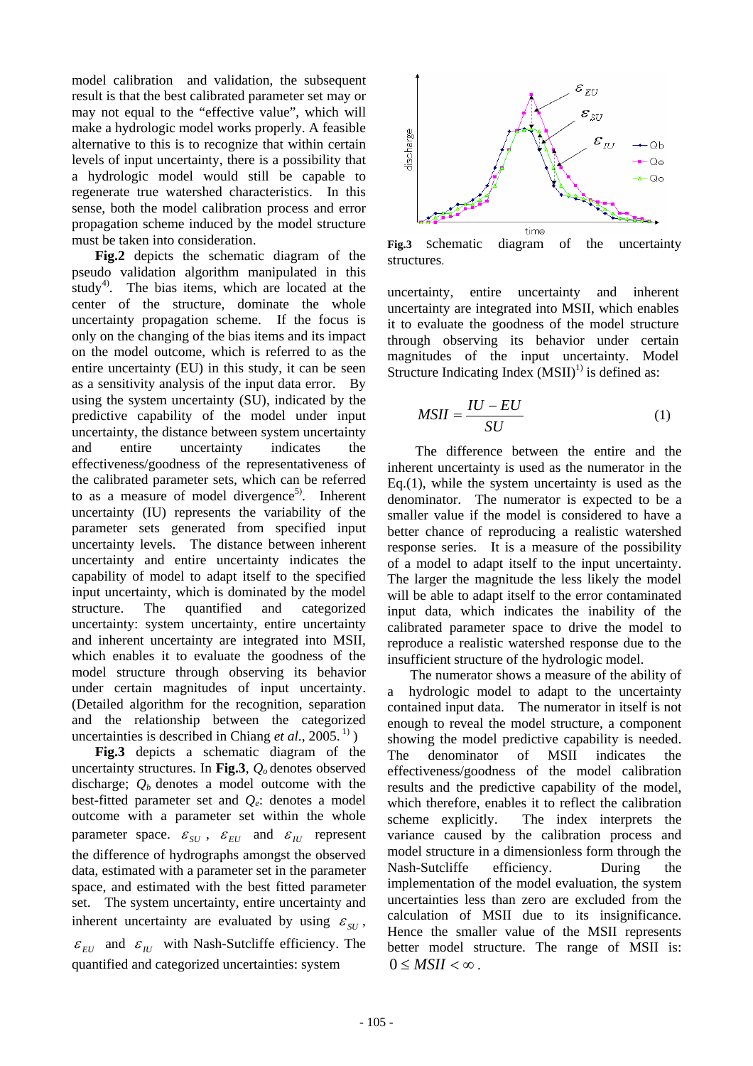model calibration and validation, the subsequent result is that the best calibrated parameter set may or may not equal to the "effective value", which will make a hydrologic model works properly. A feasible alternative to this is to recognize that within certain levels of input uncertainty, there is a possibility that a hydrologic model would still be capable to regenerate true watershed characteristics. In this sense, both the model calibration process and error propagation scheme induced by the model structure must be taken into consideration.

**Fig.2** depicts the schematic diagram of the pseudo validation algorithm manipulated in this study[4]. The bias items, which are located at the center of the structure, dominate the whole uncertainty propagation scheme. If the focus is only on the changing of the bias items and its impact on the model outcome, which is referred to as the entire uncertainty (EU) in this study, it can be seen as a sensitivity analysis of the input data error. By using the system uncertainty (SU), indicated by the predictive capability of the model under input uncertainty, the distance between system uncertainty and entire uncertainty indicates the effectiveness/goodness of the representativeness of the calibrated parameter sets, which can be referred to as a measure of model divergence[5]. Inherent uncertainty (IU) represents the variability of the parameter sets generated from specified input uncertainty levels. The distance between inherent uncertainty and entire uncertainty indicates the capability of model to adapt itself to the specified input uncertainty, which is dominated by the model structure. The quantified and categorized uncertainty: system uncertainty, entire uncertainty and inherent uncertainty are integrated into MSII, which enables it to evaluate the goodness of the model structure through observing its behavior under certain magnitudes of input uncertainty. (Detailed algorithm for the recognition, separation and the relationship between the categorized uncertainties is described in Chiang *et al*., 2005. [1] )

**Fig.3** depicts a schematic diagram of the uncertainty structures. In **Fig.3**, $Q_o$ denotes observed discharge; $Q_b$ denotes a model outcome with the best-fitted parameter set and $Q_e$: denotes a model outcome with a parameter set within the whole parameter space. $\varepsilon_{SU}$, $\varepsilon_{EU}$ and $\varepsilon_{IU}$ represent the difference of hydrographs amongst the observed data, estimated with a parameter set in the parameter space, and estimated with the best fitted parameter set. The system uncertainty, entire uncertainty and inherent uncertainty are evaluated by using $\varepsilon_{SU}$, $\varepsilon_{EU}$ and $\varepsilon_{IU}$ with Nash-Sutcliffe efficiency. The quantified and categorized uncertainties: system uncertainty, entire uncertainty and inherent uncertainty are integrated into MSII, which enables it to evaluate the goodness of the model structure through observing its behavior under certain magnitudes of the input uncertainty. Model Structure Indicating Index (MSII)[1] is defined as:

**Fig.3** Schematic diagram of the uncertainty structures.

$$MSII = \frac{IU - EU}{SU} \tag{1}$$

The difference between the entire and the inherent uncertainty is used as the numerator in the Eq.(1), while the system uncertainty is used as the denominator. The numerator is expected to be a smaller value if the model is considered to have a better chance of reproducing a realistic watershed response series. It is a measure of the possibility of a model to adapt itself to the input uncertainty. The larger the magnitude the less likely the model will be able to adapt itself to the error contaminated input data, which indicates the inability of the calibrated parameter space to drive the model to reproduce a realistic watershed response due to the insufficient structure of the hydrologic model.

The numerator shows a measure of the ability of a hydrologic model to adapt to the uncertainty contained input data. The numerator in itself is not enough to reveal the model structure, a component showing the model predictive capability is needed. The denominator of MSII indicates the effectiveness/goodness of the model calibration results and the predictive capability of the model, which therefore, enables it to reflect the calibration scheme explicitly. The index interprets the variance caused by the calibration process and model structure in a dimensionless form through the Nash-Sutcliffe efficiency. During the implementation of the model evaluation, the system uncertainties less than zero are excluded from the calculation of MSII due to its insignificance. Hence the smaller value of the MSII represents better model structure. The range of MSII is: $0 \le MSII < \infty$.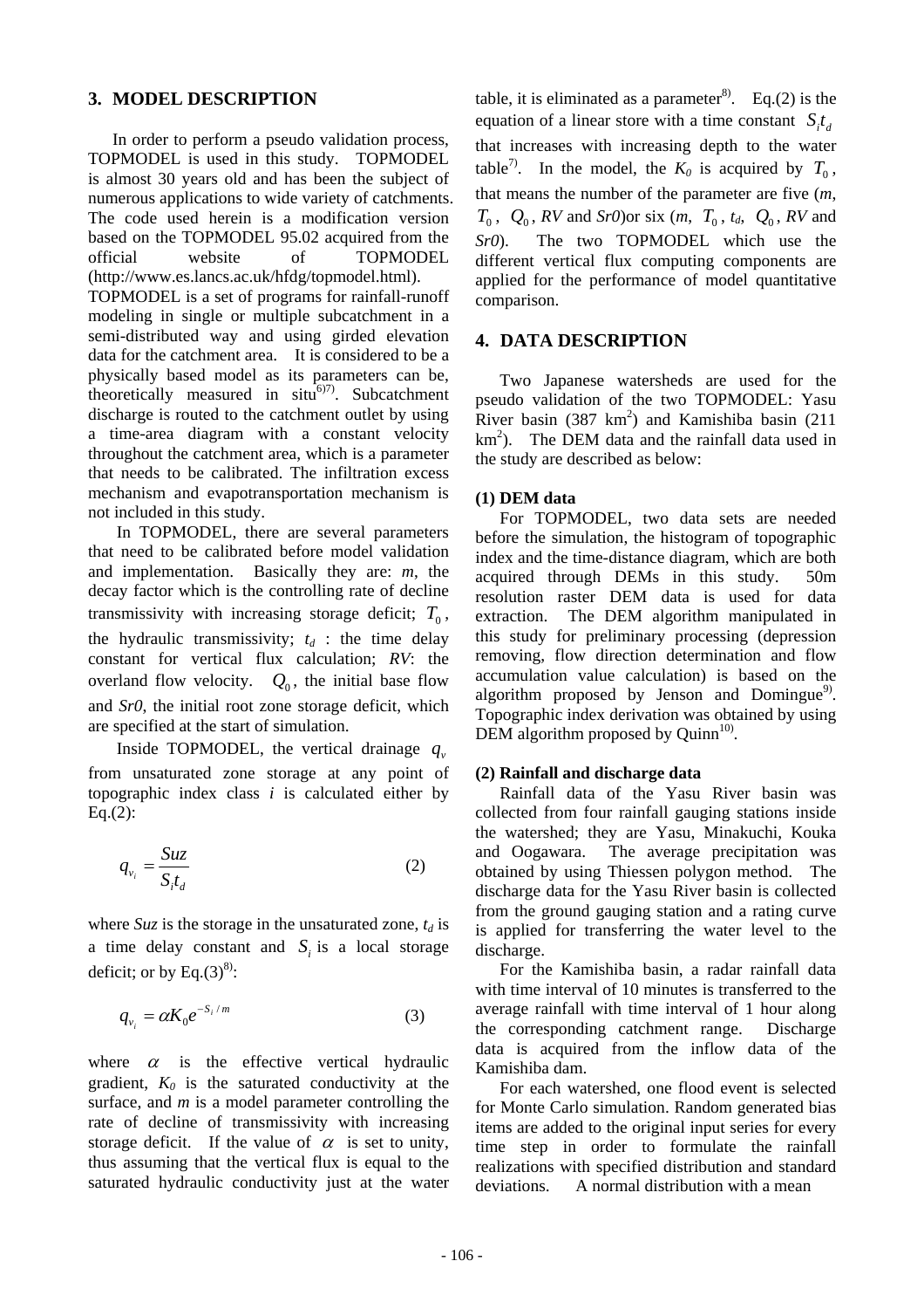## 3. MODEL DESCRIPTION

In order to perform a pseudo validation process, TOPMODEL is used in this study. TOPMODEL is almost 30 years old and has been the subject of numerous applications to wide variety of catchments. The code used herein is a modification version based on the TOPMODEL 95.02 acquired from the official website of TOPMODEL (http://www.es.lancs.ac.uk/hfdg/topmodel.html).
TOPMODEL is a set of programs for rainfall-runoff modeling in single or multiple subcatchment in a semi-distributed way and using girded elevation data for the catchment area. It is considered to be a physically based model as its parameters can be, theoretically measured in situ[6)7)]. Subcatchment discharge is routed to the catchment outlet by using a time-area diagram with a constant velocity throughout the catchment area, which is a parameter that needs to be calibrated. The infiltration excess mechanism and evapotransportation mechanism is not included in this study.

In TOPMODEL, there are several parameters that need to be calibrated before model validation and implementation. Basically they are: *m*, the decay factor which is the controlling rate of decline transmissivity with increasing storage deficit; $T_0$, the hydraulic transmissivity; $t_d$ : the time delay constant for vertical flux calculation; *RV*: the overland flow velocity. $Q_0$, the initial base flow and *Sr0*, the initial root zone storage deficit, which are specified at the start of simulation.

Inside TOPMODEL, the vertical drainage $q_v$ from unsaturated zone storage at any point of topographic index class *i* is calculated either by Eq.(2):

$$q_{v_i} = \frac{Suz}{S_i t_d} \tag{2}$$

where *Suz* is the storage in the unsaturated zone, $t_d$ is a time delay constant and $S_i$ is a local storage deficit; or by Eq.(3)[8)]:

$$q_{v_i} = \alpha K_0 e^{-S_i/m} \tag{3}$$

where $\alpha$ is the effective vertical hydraulic gradient, $K_0$ is the saturated conductivity at the surface, and *m* is a model parameter controlling the rate of decline of transmissivity with increasing storage deficit. If the value of $\alpha$ is set to unity, thus assuming that the vertical flux is equal to the saturated hydraulic conductivity just at the water table, it is eliminated as a parameter[8)]. Eq.(2) is the equation of a linear store with a time constant $S_i t_d$ that increases with increasing depth to the water table[7)]. In the model, the $K_0$ is acquired by $T_0$, that means the number of the parameter are five (*m*, $T_0$, $Q_0$, *RV* and *Sr0*)or six (*m*, $T_0$, $t_d$, $Q_0$, *RV* and *Sr0*). The two TOPMODEL which use the different vertical flux computing components are applied for the performance of model quantitative comparison.

## 4. DATA DESCRIPTION

Two Japanese watersheds are used for the pseudo validation of the two TOPMODEL: Yasu River basin (387 km$^2$) and Kamishiba basin (211 km$^2$). The DEM data and the rainfall data used in the study are described as below:

### (1) DEM data

For TOPMODEL, two data sets are needed before the simulation, the histogram of topographic index and the time-distance diagram, which are both acquired through DEMs in this study. 50m resolution raster DEM data is used for data extraction. The DEM algorithm manipulated in this study for preliminary processing (depression removing, flow direction determination and flow accumulation value calculation) is based on the algorithm proposed by Jenson and Domingue[9)]. Topographic index derivation was obtained by using DEM algorithm proposed by Quinn[10)].

### (2) Rainfall and discharge data

Rainfall data of the Yasu River basin was collected from four rainfall gauging stations inside the watershed; they are Yasu, Minakuchi, Kouka and Oogawara. The average precipitation was obtained by using Thiessen polygon method. The discharge data for the Yasu River basin is collected from the ground gauging station and a rating curve is applied for transferring the water level to the discharge.

For the Kamishiba basin, a radar rainfall data with time interval of 10 minutes is transferred to the average rainfall with time interval of 1 hour along the corresponding catchment range. Discharge data is acquired from the inflow data of the Kamishiba dam.

For each watershed, one flood event is selected for Monte Carlo simulation. Random generated bias items are added to the original input series for every time step in order to formulate the rainfall realizations with specified distribution and standard deviations. A normal distribution with a mean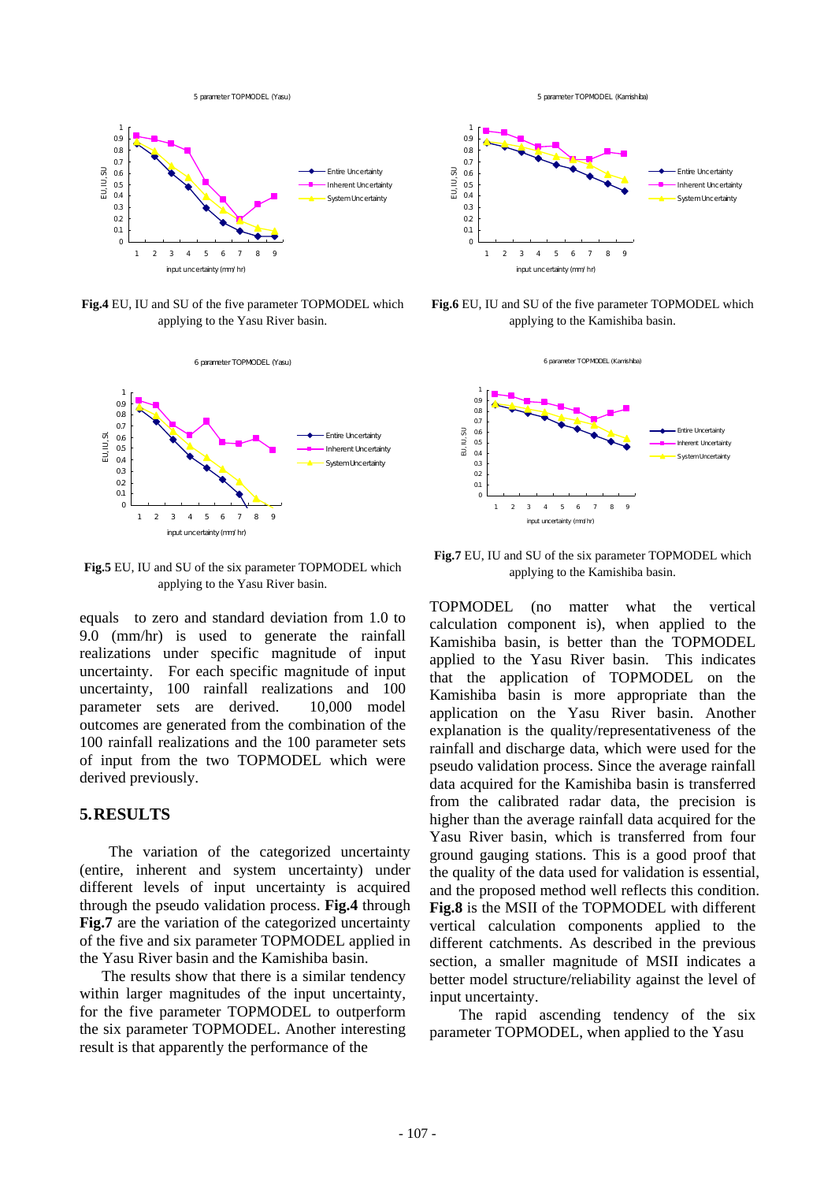**Fig.4** EU, IU and SU of the five parameter TOPMODEL which applying to the Yasu River basin.

**Fig.6** EU, IU and SU of the five parameter TOPMODEL which applying to the Kamishiba basin.

**Fig.5** EU, IU and SU of the six parameter TOPMODEL which applying to the Yasu River basin.

**Fig.7** EU, IU and SU of the six parameter TOPMODEL which applying to the Kamishiba basin.

equals to zero and standard deviation from 1.0 to 9.0 (mm/hr) is used to generate the rainfall realizations under specific magnitude of input uncertainty. For each specific magnitude of input uncertainty, 100 rainfall realizations and 100 parameter sets are derived. 10,000 model outcomes are generated from the combination of the 100 rainfall realizations and the 100 parameter sets of input from the two TOPMODEL which were derived previously.

## 5. RESULTS

The variation of the categorized uncertainty (entire, inherent and system uncertainty) under different levels of input uncertainty is acquired through the pseudo validation process. **Fig.4** through **Fig.7** are the variation of the categorized uncertainty of the five and six parameter TOPMODEL applied in the Yasu River basin and the Kamishiba basin.

The results show that there is a similar tendency within larger magnitudes of the input uncertainty, for the five parameter TOPMODEL to outperform the six parameter TOPMODEL. Another interesting result is that apparently the performance of the TOPMODEL (no matter what the vertical calculation component is), when applied to the Kamishiba basin, is better than the TOPMODEL applied to the Yasu River basin. This indicates that the application of TOPMODEL on the Kamishiba basin is more appropriate than the application on the Yasu River basin. Another explanation is the quality/representativeness of the rainfall and discharge data, which were used for the pseudo validation process. Since the average rainfall data acquired for the Kamishiba basin is transferred from the calibrated radar data, the precision is higher than the average rainfall data acquired for the Yasu River basin, which is transferred from four ground gauging stations. This is a good proof that the quality of the data used for validation is essential, and the proposed method well reflects this condition. **Fig.8** is the MSII of the TOPMODEL with different vertical calculation components applied to the different catchments. As described in the previous section, a smaller magnitude of MSII indicates a better model structure/reliability against the level of input uncertainty.

The rapid ascending tendency of the six parameter TOPMODEL, when applied to the Yasu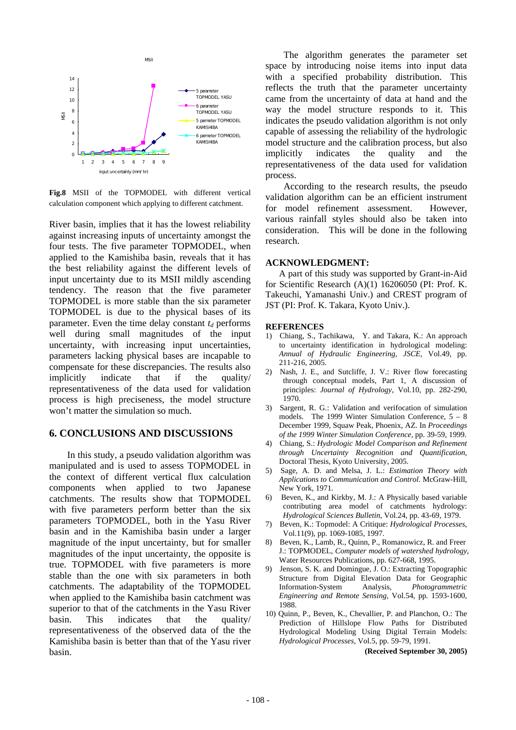MSII

14
12
10
8
6
4
2
0

MSII

1 2 3 4 5 6 7 8 9

input uncertainty (mm/ hr)

5 parameter TOPMODEL YASU
6 parameter TOPMODEL YASU
5 parmeter TOPMODEL KAMISHIBA
6 parmeter TOPMODEL KAMISHIBA

**Fig.8** MSII of the TOPMODEL with different vertical calculation component which applying to different catchment.

River basin, implies that it has the lowest reliability against increasing inputs of uncertainty amongst the four tests. The five parameter TOPMODEL, when applied to the Kamishiba basin, reveals that it has the best reliability against the different levels of input uncertainty due to its MSII mildly ascending tendency. The reason that the five parameter TOPMODEL is more stable than the six parameter TOPMODEL is due to the physical bases of its parameter. Even the time delay constant $t_d$ performs well during small magnitudes of the input uncertainty, with increasing input uncertainties, parameters lacking physical bases are incapable to compensate for these discrepancies. The results also implicitly indicate that if the quality/ representativeness of the data used for validation process is high preciseness, the model structure won't matter the simulation so much.

## 6. CONCLUSIONS AND DISCUSSIONS

In this study, a pseudo validation algorithm was manipulated and is used to assess TOPMODEL in the context of different vertical flux calculation components when applied to two Japanese catchments. The results show that TOPMODEL with five parameters perform better than the six parameters TOPMODEL, both in the Yasu River basin and in the Kamishiba basin under a larger magnitude of the input uncertainty, but for smaller magnitudes of the input uncertainty, the opposite is true. TOPMODEL with five parameters is more stable than the one with six parameters in both catchments. The adaptability of the TOPMODEL when applied to the Kamishiba basin catchment was superior to that of the catchments in the Yasu River basin. This indicates that the quality/ representativeness of the observed data of the the Kamishiba basin is better than that of the Yasu river basin.

The algorithm generates the parameter set space by introducing noise items into input data with a specified probability distribution. This reflects the truth that the parameter uncertainty came from the uncertainty of data at hand and the way the model structure responds to it. This indicates the pseudo validation algorithm is not only capable of assessing the reliability of the hydrologic model structure and the calibration process, but also implicitly indicates the quality and the representativeness of the data used for validation process.

According to the research results, the pseudo validation algorithm can be an efficient instrument for model refinement assessment. However, various rainfall styles should also be taken into consideration. This will be done in the following research.

## ACKNOWLEDGMENT:

A part of this study was supported by Grant-in-Aid for Scientific Research (A)(1) 16206050 (PI: Prof. K. Takeuchi, Yamanashi Univ.) and CREST program of JST (PI: Prof. K. Takara, Kyoto Univ.).

## REFERENCES

1) Chiang, S., Tachikawa, Y. and Takara, K.: An approach to uncertainty identification in hydrological modeling: *Annual of Hydraulic Engineering, JSCE*, Vol.49, pp. 211-216, 2005.
2) Nash, J. E., and Sutcliffe, J. V.: River flow forecasting through conceptual models, Part 1, A discussion of principles: *Journal of Hydrology*, Vol.10, pp. 282-290, 1970.
3) Sargent, R. G.: Validation and verifocation of simulation models. The 1999 Winter Simulation Conference, 5 – 8 December 1999, Squaw Peak, Phoenix, AZ. In *Proceedings of the 1999 Winter Simulation Conference*, pp. 39-59, 1999.
4) Chiang, S.: *Hydrologic Model Comparison and Refinement through Uncertainty Recognition and Quantification*, Doctoral Thesis, Kyoto University, 2005.
5) Sage, A. D. and Melsa, J. L.: *Estimation Theory with Applications to Communication and Control*. McGraw-Hill, New York, 1971.
6) Beven, K., and Kirkby, M. J.: A Physically based variable contributing area model of catchments hydrology: *Hydrological Sciences Bulletin*, Vol.24, pp. 43-69, 1979.
7) Beven, K.: Topmodel: A Critique: *Hydrological Processes*, Vol.11(9), pp. 1069-1085, 1997.
8) Beven, K., Lamb, R., Quinn, P., Romanowicz, R. and Freer J.: TOPMODEL, *Computer models of watershed hydrology*, Water Resources Publications, pp. 627-668, 1995.
9) Jenson, S. K. and Domingue, J. O.: Extracting Topographic Structure from Digital Elevation Data for Geographic Information-System Analysis, *Photogrammetric Engineering and Remote Sensing*, Vol.54, pp. 1593-1600, 1988.
10) Quinn, P., Beven, K., Chevallier, P. and Planchon, O.: The Prediction of Hillslope Flow Paths for Distributed Hydrological Modeling Using Digital Terrain Models: *Hydrological Processes*, Vol.5, pp. 59-79, 1991.

**(Received September 30, 2005)**